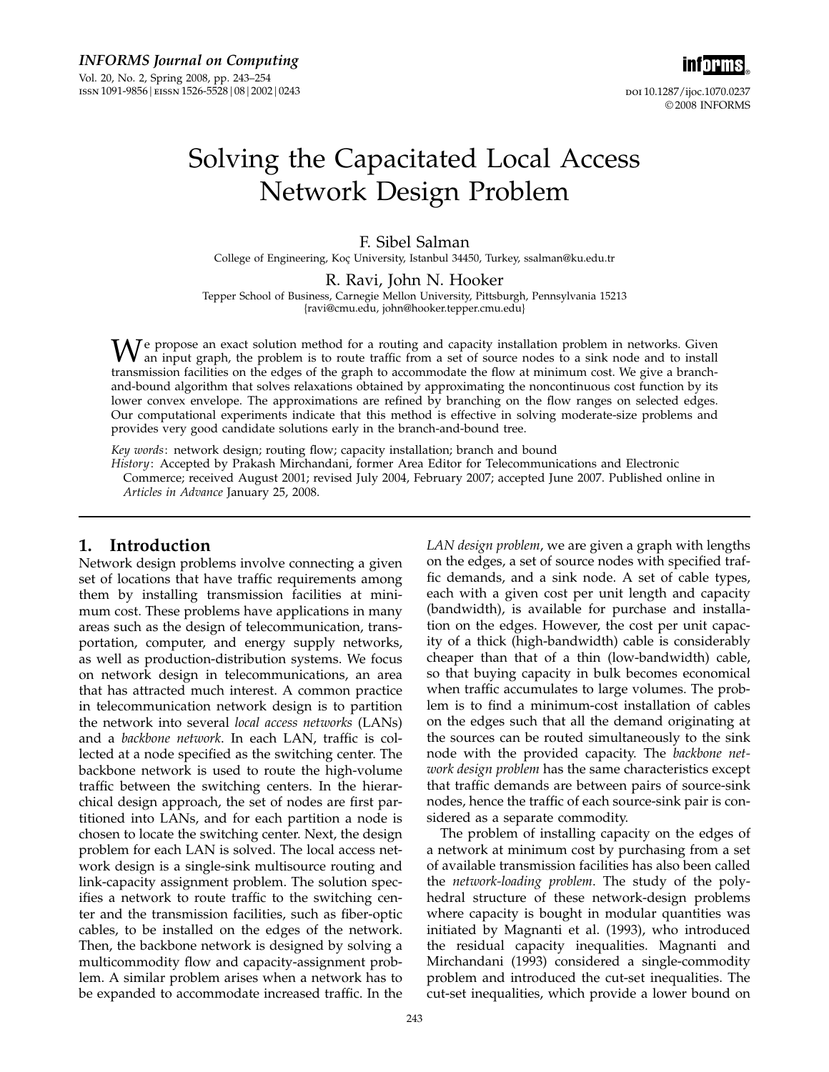# Solving the Capacitated Local Access Network Design Problem

F. Sibel Salman
College of Engineering, Koç University, Istanbul 34450, Turkey, ssalman@ku.edu.tr

R. Ravi, John N. Hooker
Tepper School of Business, Carnegie Mellon University, Pittsburgh, Pennsylvania 15213
{ravi@cmu.edu, john@hooker.tepper.cmu.edu}

We propose an exact solution method for a routing and capacity installation problem in networks. Given an input graph, the problem is to route traffic from a set of source nodes to a sink node and to install transmission facilities on the edges of the graph to accommodate the flow at minimum cost. We give a branch-and-bound algorithm that solves relaxations obtained by approximating the noncontinuous cost function by its lower convex envelope. The approximations are refined by branching on the flow ranges on selected edges. Our computational experiments indicate that this method is effective in solving moderate-size problems and provides very good candidate solutions early in the branch-and-bound tree.

*Key words*: network design; routing flow; capacity installation; branch and bound

*History*: Accepted by Prakash Mirchandani, former Area Editor for Telecommunications and Electronic Commerce; received August 2001; revised July 2004, February 2007; accepted June 2007. Published online in *Articles in Advance* January 25, 2008.

## 1. Introduction

Network design problems involve connecting a given set of locations that have traffic requirements among them by installing transmission facilities at minimum cost. These problems have applications in many areas such as the design of telecommunication, transportation, computer, and energy supply networks, as well as production-distribution systems. We focus on network design in telecommunications, an area that has attracted much interest. A common practice in telecommunication network design is to partition the network into several *local access networks* (LANs) and a *backbone network*. In each LAN, traffic is collected at a node specified as the switching center. The backbone network is used to route the high-volume traffic between the switching centers. In the hierarchical design approach, the set of nodes are first partitioned into LANs, and for each partition a node is chosen to locate the switching center. Next, the design problem for each LAN is solved. The local access network design is a single-sink multisource routing and link-capacity assignment problem. The solution specifies a network to route traffic to the switching center and the transmission facilities, such as fiber-optic cables, to be installed on the edges of the network. Then, the backbone network is designed by solving a multicommodity flow and capacity-assignment problem. A similar problem arises when a network has to be expanded to accommodate increased traffic. In the *LAN design problem*, we are given a graph with lengths on the edges, a set of source nodes with specified traffic demands, and a sink node. A set of cable types, each with a given cost per unit length and capacity (bandwidth), is available for purchase and installation on the edges. However, the cost per unit capacity of a thick (high-bandwidth) cable is considerably cheaper than that of a thin (low-bandwidth) cable, so that buying capacity in bulk becomes economical when traffic accumulates to large volumes. The problem is to find a minimum-cost installation of cables on the edges such that all the demand originating at the sources can be routed simultaneously to the sink node with the provided capacity. The *backbone network design problem* has the same characteristics except that traffic demands are between pairs of source-sink nodes, hence the traffic of each source-sink pair is considered as a separate commodity.

The problem of installing capacity on the edges of a network at minimum cost by purchasing from a set of available transmission facilities has also been called the *network-loading problem*. The study of the polyhedral structure of these network-design problems where capacity is bought in modular quantities was initiated by Magnanti et al. (1993), who introduced the residual capacity inequalities. Magnanti and Mirchandani (1993) considered a single-commodity problem and introduced the cut-set inequalities. The cut-set inequalities, which provide a lower bound on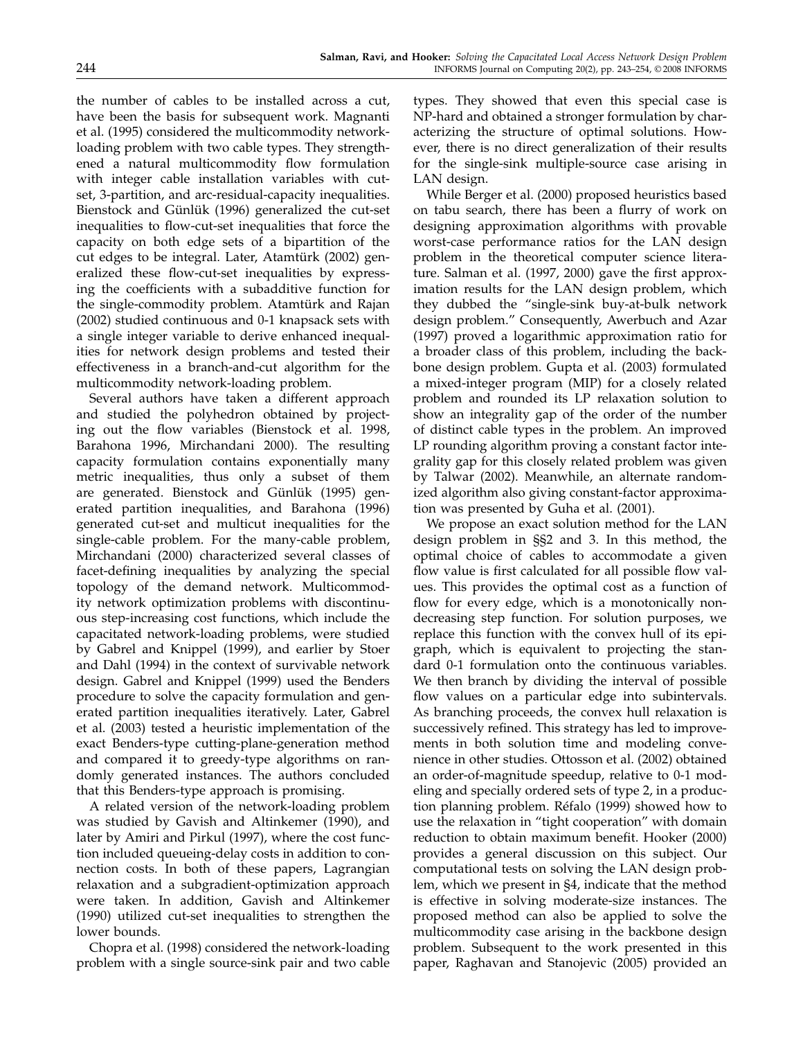the number of cables to be installed across a cut, have been the basis for subsequent work. Magnanti et al. (1995) considered the multicommodity network-loading problem with two cable types. They strengthened a natural multicommodity flow formulation with integer cable installation variables with cut-set, 3-partition, and arc-residual-capacity inequalities. Bienstock and Günlük (1996) generalized the cut-set inequalities to flow-cut-set inequalities that force the capacity on both edge sets of a bipartition of the cut edges to be integral. Later, Atamtürk (2002) generalized these flow-cut-set inequalities by expressing the coefficients with a subadditive function for the single-commodity problem. Atamtürk and Rajan (2002) studied continuous and 0-1 knapsack sets with a single integer variable to derive enhanced inequalities for network design problems and tested their effectiveness in a branch-and-cut algorithm for the multicommodity network-loading problem.

Several authors have taken a different approach and studied the polyhedron obtained by projecting out the flow variables (Bienstock et al. 1998, Barahona 1996, Mirchandani 2000). The resulting capacity formulation contains exponentially many metric inequalities, thus only a subset of them are generated. Bienstock and Günlük (1995) generated partition inequalities, and Barahona (1996) generated cut-set and multicut inequalities for the single-cable problem. For the many-cable problem, Mirchandani (2000) characterized several classes of facet-defining inequalities by analyzing the special topology of the demand network. Multicommodity network optimization problems with discontinuous step-increasing cost functions, which include the capacitated network-loading problems, were studied by Gabrel and Knippel (1999), and earlier by Stoer and Dahl (1994) in the context of survivable network design. Gabrel and Knippel (1999) used the Benders procedure to solve the capacity formulation and generated partition inequalities iteratively. Later, Gabrel et al. (2003) tested a heuristic implementation of the exact Benders-type cutting-plane-generation method and compared it to greedy-type algorithms on randomly generated instances. The authors concluded that this Benders-type approach is promising.

A related version of the network-loading problem was studied by Gavish and Altinkemer (1990), and later by Amiri and Pirkul (1997), where the cost function included queueing-delay costs in addition to connection costs. In both of these papers, Lagrangian relaxation and a subgradient-optimization approach were taken. In addition, Gavish and Altinkemer (1990) utilized cut-set inequalities to strengthen the lower bounds.

Chopra et al. (1998) considered the network-loading problem with a single source-sink pair and two cable types. They showed that even this special case is NP-hard and obtained a stronger formulation by characterizing the structure of optimal solutions. However, there is no direct generalization of their results for the single-sink multiple-source case arising in LAN design.

While Berger et al. (2000) proposed heuristics based on tabu search, there has been a flurry of work on designing approximation algorithms with provable worst-case performance ratios for the LAN design problem in the theoretical computer science literature. Salman et al. (1997, 2000) gave the first approximation results for the LAN design problem, which they dubbed the "single-sink buy-at-bulk network design problem." Consequently, Awerbuch and Azar (1997) proved a logarithmic approximation ratio for a broader class of this problem, including the backbone design problem. Gupta et al. (2003) formulated a mixed-integer program (MIP) for a closely related problem and rounded its LP relaxation solution to show an integrality gap of the order of the number of distinct cable types in the problem. An improved LP rounding algorithm proving a constant factor integrality gap for this closely related problem was given by Talwar (2002). Meanwhile, an alternate randomized algorithm also giving constant-factor approximation was presented by Guha et al. (2001).

We propose an exact solution method for the LAN design problem in §§2 and 3. In this method, the optimal choice of cables to accommodate a given flow value is first calculated for all possible flow values. This provides the optimal cost as a function of flow for every edge, which is a monotonically nondecreasing step function. For solution purposes, we replace this function with the convex hull of its epigraph, which is equivalent to projecting the standard 0-1 formulation onto the continuous variables. We then branch by dividing the interval of possible flow values on a particular edge into subintervals. As branching proceeds, the convex hull relaxation is successively refined. This strategy has led to improvements in both solution time and modeling convenience in other studies. Ottosson et al. (2002) obtained an order-of-magnitude speedup, relative to 0-1 modeling and specially ordered sets of type 2, in a production planning problem. Réfalo (1999) showed how to use the relaxation in "tight cooperation" with domain reduction to obtain maximum benefit. Hooker (2000) provides a general discussion on this subject. Our computational tests on solving the LAN design problem, which we present in §4, indicate that the method is effective in solving moderate-size instances. The proposed method can also be applied to solve the multicommodity case arising in the backbone design problem. Subsequent to the work presented in this paper, Raghavan and Stanojevic (2005) provided an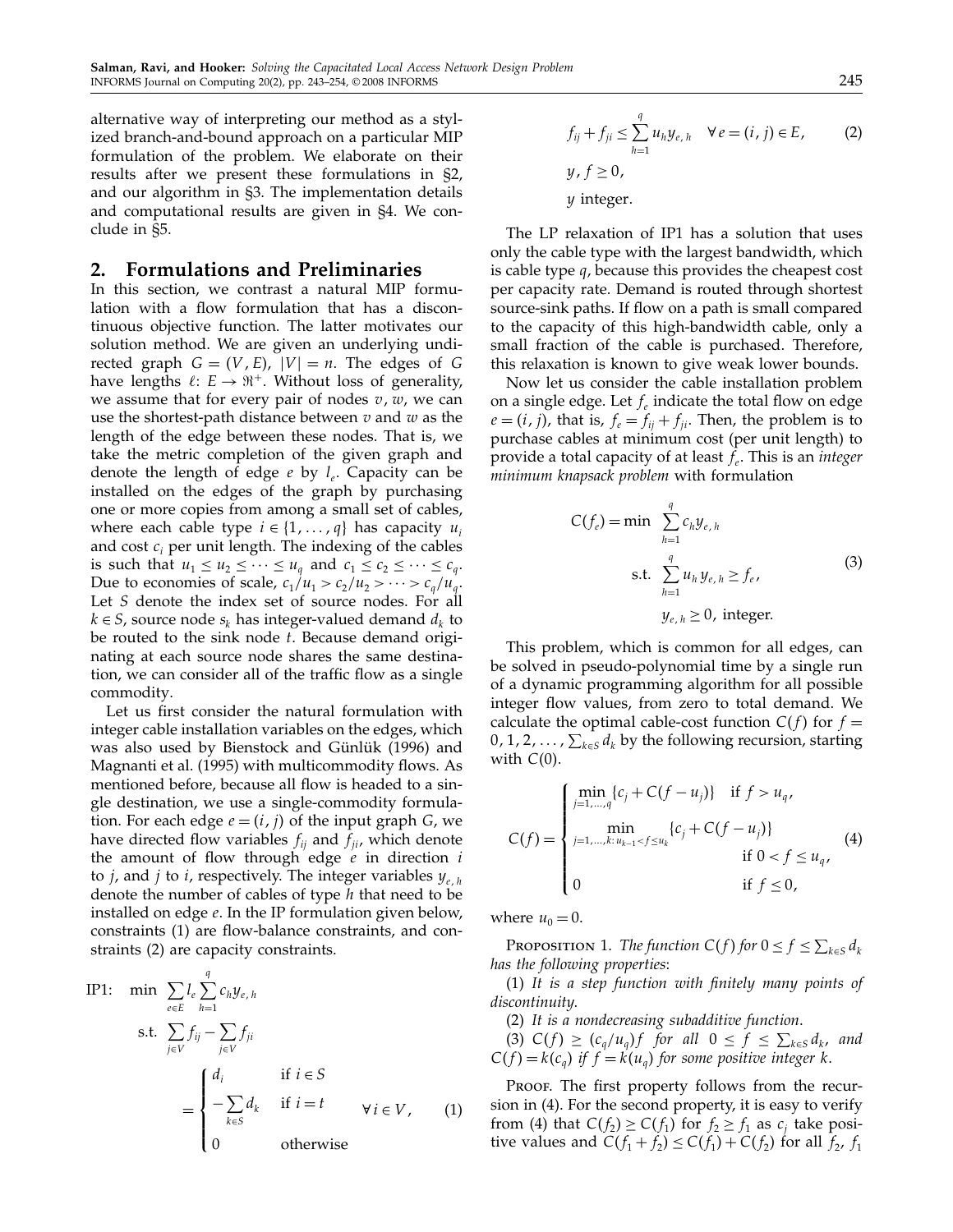alternative way of interpreting our method as a stylized branch-and-bound approach on a particular MIP formulation of the problem. We elaborate on their results after we present these formulations in §2, and our algorithm in §3. The implementation details and computational results are given in §4. We conclude in §5.

## 2. Formulations and Preliminaries

In this section, we contrast a natural MIP formulation with a flow formulation that has a discontinuous objective function. The latter motivates our solution method. We are given an underlying undirected graph $G = (V, E)$, $|V| = n$. The edges of $G$ have lengths $\ell: E \to \Re^+$. Without loss of generality, we assume that for every pair of nodes $v, w$, we can use the shortest-path distance between $v$ and $w$ as the length of the edge between these nodes. That is, we take the metric completion of the given graph and denote the length of edge $e$ by $l_e$. Capacity can be installed on the edges of the graph by purchasing one or more copies from among a small set of cables, where each cable type $i \in \{1, \dots, q\}$ has capacity $u_i$ and cost $c_i$ per unit length. The indexing of the cables is such that $u_1 \le u_2 \le \cdots \le u_q$ and $c_1 \le c_2 \le \cdots \le c_q$. Due to economies of scale, $c_1/u_1 > c_2/u_2 > \cdots > c_q/u_q$. Let $S$ denote the index set of source nodes. For all $k \in S$, source node $s_k$ has integer-valued demand $d_k$ to be routed to the sink node $t$. Because demand originating at each source node shares the same destination, we can consider all of the traffic flow as a single commodity.

Let us first consider the natural formulation with integer cable installation variables on the edges, which was also used by Bienstock and Günlük (1996) and Magnanti et al. (1995) with multicommodity flows. As mentioned before, because all flow is headed to a single destination, we use a single-commodity formulation. For each edge $e = (i, j)$ of the input graph $G$, we have directed flow variables $f_{ij}$ and $f_{ji}$, which denote the amount of flow through edge $e$ in direction $i$ to $j$, and $j$ to $i$, respectively. The integer variables $y_{e,h}$ denote the number of cables of type $h$ that need to be installed on edge $e$. In the IP formulation given below, constraints (1) are flow-balance constraints, and constraints (2) are capacity constraints.

$$
\begin{aligned}
\text{IP1:}\quad \min\ & \sum_{e \in E} l_e \sum_{h=1}^{q} c_h y_{e,h} \\
\text{s.t.}\ & \sum_{j \in V} f_{ij} - \sum_{j \in V} f_{ji} = \begin{cases} d_i & \text{if } i \in S \\ -\sum_{k \in S} d_k & \text{if } i = t \\ 0 & \text{otherwise} \end{cases} \quad \forall\, i \in V, \qquad (1) \\
& f_{ij} + f_{ji} \le \sum_{h=1}^{q} u_h y_{e,h} \quad \forall\, e = (i, j) \in E, \qquad (2) \\
& y, f \ge 0, \\
& y \text{ integer.}
\end{aligned}
$$

The LP relaxation of IP1 has a solution that uses only the cable type with the largest bandwidth, which is cable type $q$, because this provides the cheapest cost per capacity rate. Demand is routed through shortest source-sink paths. If flow on a path is small compared to the capacity of this high-bandwidth cable, only a small fraction of the cable is purchased. Therefore, this relaxation is known to give weak lower bounds.

Now let us consider the cable installation problem on a single edge. Let $f_e$ indicate the total flow on edge $e = (i, j)$, that is, $f_e = f_{ij} + f_{ji}$. Then, the problem is to purchase cables at minimum cost (per unit length) to provide a total capacity of at least $f_e$. This is an *integer minimum knapsack problem* with formulation

$$
\begin{aligned}
C(f_e) = \min\ & \sum_{h=1}^{q} c_h y_{e,h} \\
\text{s.t.}\ & \sum_{h=1}^{q} u_h y_{e,h} \ge f_e, \\
& y_{e,h} \ge 0, \text{ integer.}
\end{aligned} \qquad (3)
$$

This problem, which is common for all edges, can be solved in pseudo-polynomial time by a single run of a dynamic programming algorithm for all possible integer flow values, from zero to total demand. We calculate the optimal cable-cost function $C(f)$ for $f = 0, 1, 2, \dots, \sum_{k \in S} d_k$ by the following recursion, starting with $C(0)$.

$$
C(f) = \begin{cases} \min_{j=1,\dots,q} \{c_j + C(f - u_j)\} & \text{if } f > u_q, \\ \min_{j=1,\dots,k:\, u_{k-1} < f \le u_k} \{c_j + C(f - u_j)\} & \text{if } 0 < f \le u_q, \\ 0 & \text{if } f \le 0, \end{cases} \qquad (4)
$$

where $u_0 = 0$.

Proposition 1. *The function $C(f)$ for $0 \le f \le \sum_{k \in S} d_k$ has the following properties*:

(1) *It is a step function with finitely many points of discontinuity.*

(2) *It is a nondecreasing subadditive function.*

(3) *$C(f) \ge (c_q/u_q) f$ for all $0 \le f \le \sum_{k \in S} d_k$, and $C(f) = k(c_q)$ if $f = k(u_q)$ for some positive integer $k$.*

Proof. The first property follows from the recursion in (4). For the second property, it is easy to verify from (4) that $C(f_2) \ge C(f_1)$ for $f_2 \ge f_1$ as $c_j$ take positive values and $C(f_1 + f_2) \le C(f_1) + C(f_2)$ for all $f_2$, $f_1$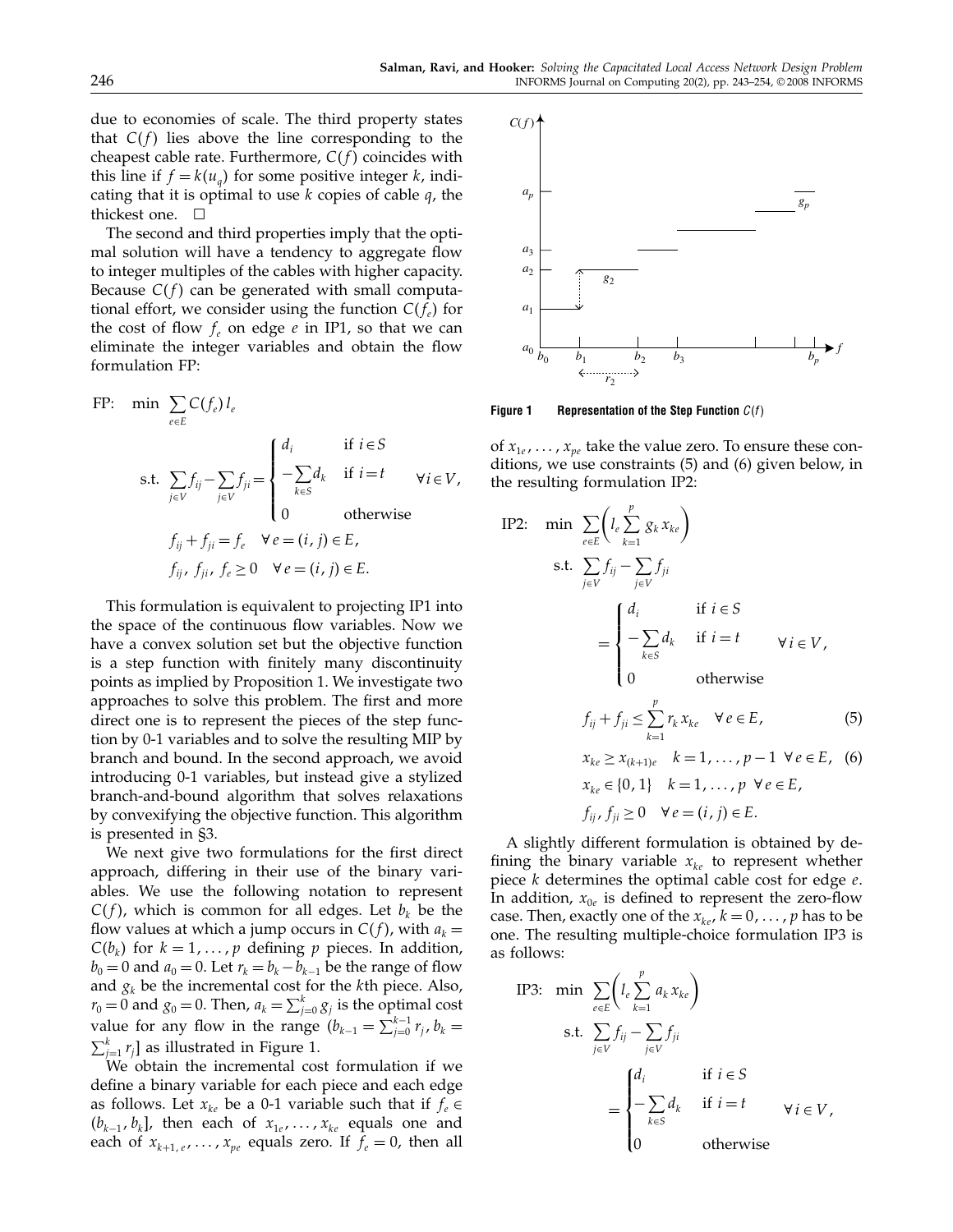due to economies of scale. The third property states that $C(f)$ lies above the line corresponding to the cheapest cable rate. Furthermore, $C(f)$ coincides with this line if $f = k(u_q)$ for some positive integer $k$, indicating that it is optimal to use $k$ copies of cable $q$, the thickest one. □

The second and third properties imply that the optimal solution will have a tendency to aggregate flow to integer multiples of the cables with higher capacity. Because $C(f)$ can be generated with small computational effort, we consider using the function $C(f_e)$ for the cost of flow $f_e$ on edge $e$ in IP1, so that we can eliminate the integer variables and obtain the flow formulation FP:

$$
\text{FP:} \quad \min \sum_{e\in E} C(f_e)\, l_e
$$

$$
\text{s.t.} \quad \sum_{j\in V} f_{ij} - \sum_{j\in V} f_{ji} = \begin{cases} d_i & \text{if } i \in S \\ -\sum_{k\in S} d_k & \text{if } i = t \\ 0 & \text{otherwise} \end{cases} \quad \forall i \in V,
$$

$$
f_{ij} + f_{ji} = f_e \quad \forall e = (i,j) \in E,
$$

$$
f_{ij},\, f_{ji},\, f_e \geq 0 \quad \forall e = (i,j) \in E.
$$

This formulation is equivalent to projecting IP1 into the space of the continuous flow variables. Now we have a convex solution set but the objective function is a step function with finitely many discontinuity points as implied by Proposition 1. We investigate two approaches to solve this problem. The first and more direct one is to represent the pieces of the step function by 0-1 variables and to solve the resulting MIP by branch and bound. In the second approach, we avoid introducing 0-1 variables, but instead give a stylized branch-and-bound algorithm that solves relaxations by convexifying the objective function. This algorithm is presented in §3.

We next give two formulations for the first direct approach, differing in their use of the binary variables. We use the following notation to represent $C(f)$, which is common for all edges. Let $b_k$ be the flow values at which a jump occurs in $C(f)$, with $a_k = C(b_k)$ for $k = 1, \ldots, p$ defining $p$ pieces. In addition, $b_0 = 0$ and $a_0 = 0$. Let $r_k = b_k - b_{k-1}$ be the range of flow and $g_k$ be the incremental cost for the $k$th piece. Also, $r_0 = 0$ and $g_0 = 0$. Then, $a_k = \sum_{j=0}^{k} g_j$ is the optimal cost value for any flow in the range $(b_{k-1} = \sum_{j=0}^{k-1} r_j,\, b_k = \sum_{j=1}^{k} r_j]$ as illustrated in Figure 1.

We obtain the incremental cost formulation if we define a binary variable for each piece and each edge as follows. Let $x_{ke}$ be a 0-1 variable such that if $f_e \in (b_{k-1}, b_k]$, then each of $x_{1e}, \ldots, x_{ke}$ equals one and each of $x_{k+1,e}, \ldots, x_{pe}$ equals zero. If $f_e = 0$, then all of $x_{1e}, \ldots, x_{pe}$ take the value zero. To ensure these conditions, we use constraints (5) and (6) given below, in the resulting formulation IP2:

**Figure 1** Representation of the Step Function $C(f)$

$$
\text{IP2:} \quad \min \sum_{e\in E} \left( l_e \sum_{k=1}^{p} g_k x_{ke} \right)
$$

$$
\text{s.t.} \quad \sum_{j\in V} f_{ij} - \sum_{j\in V} f_{ji} = \begin{cases} d_i & \text{if } i \in S \\ -\sum_{k\in S} d_k & \text{if } i = t \\ 0 & \text{otherwise} \end{cases} \quad \forall i \in V,
$$

$$
f_{ij} + f_{ji} \leq \sum_{k=1}^{p} r_k x_{ke} \quad \forall e \in E, \tag{5}
$$

$$
x_{ke} \geq x_{(k+1)e} \quad k = 1, \ldots, p-1 \;\; \forall e \in E, \tag{6}
$$

$$
x_{ke} \in \{0, 1\} \quad k = 1, \ldots, p \;\; \forall e \in E,
$$

$$
f_{ij}, f_{ji} \geq 0 \quad \forall e = (i,j) \in E.
$$

A slightly different formulation is obtained by defining the binary variable $x_{ke}$ to represent whether piece $k$ determines the optimal cable cost for edge $e$. In addition, $x_{0e}$ is defined to represent the zero-flow case. Then, exactly one of the $x_{ke}$, $k = 0, \ldots, p$ has to be one. The resulting multiple-choice formulation IP3 is as follows:

$$
\text{IP3:} \quad \min \sum_{e\in E} \left( l_e \sum_{k=1}^{p} a_k x_{ke} \right)
$$

$$
\text{s.t.} \quad \sum_{j\in V} f_{ij} - \sum_{j\in V} f_{ji} = \begin{cases} d_i & \text{if } i \in S \\ -\sum_{k\in S} d_k & \text{if } i = t \\ 0 & \text{otherwise} \end{cases} \quad \forall i \in V,
$$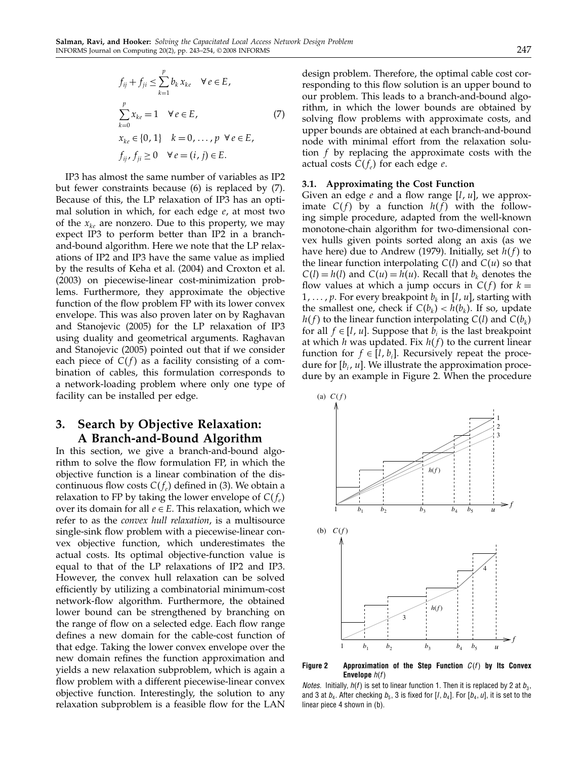$$
\begin{aligned}
& f_{ij} + f_{ji} \leq \sum_{k=1}^{p} b_k x_{ke} \quad \forall e \in E, \\
& \sum_{k=0}^{p} x_{ke} = 1 \quad \forall e \in E, \qquad (7) \\
& x_{ke} \in \{0, 1\} \quad k = 0, \ldots, p \;\; \forall e \in E, \\
& f_{ij}, f_{ji} \geq 0 \quad \forall e = (i, j) \in E.
\end{aligned}
$$

IP3 has almost the same number of variables as IP2 but fewer constraints because (6) is replaced by (7). Because of this, the LP relaxation of IP3 has an optimal solution in which, for each edge $e$, at most two of the $x_{ke}$ are nonzero. Due to this property, we may expect IP3 to perform better than IP2 in a branch-and-bound algorithm. Here we note that the LP relaxations of IP2 and IP3 have the same value as implied by the results of Keha et al. (2004) and Croxton et al. (2003) on piecewise-linear cost-minimization problems. Furthermore, they approximate the objective function of the flow problem FP with its lower convex envelope. This was also proven later on by Raghavan and Stanojevic (2005) for the LP relaxation of IP3 using duality and geometrical arguments. Raghavan and Stanojevic (2005) pointed out that if we consider each piece of $C(f)$ as a facility consisting of a combination of cables, this formulation corresponds to a network-loading problem where only one type of facility can be installed per edge.

## 3. Search by Objective Relaxation: A Branch-and-Bound Algorithm

In this section, we give a branch-and-bound algorithm to solve the flow formulation FP, in which the objective function is a linear combination of the discontinuous flow costs $C(f_e)$ defined in (3). We obtain a relaxation to FP by taking the lower envelope of $C(f_e)$ over its domain for all $e \in E$. This relaxation, which we refer to as the *convex hull relaxation*, is a multisource single-sink flow problem with a piecewise-linear convex objective function, which underestimates the actual costs. Its optimal objective-function value is equal to that of the LP relaxations of IP2 and IP3. However, the convex hull relaxation can be solved efficiently by utilizing a combinatorial minimum-cost network-flow algorithm. Furthermore, the obtained lower bound can be strengthened by branching on the range of flow on a selected edge. Each flow range defines a new domain for the cable-cost function of that edge. Taking the lower convex envelope over the new domain refines the function approximation and yields a new relaxation subproblem, which is again a flow problem with a different piecewise-linear convex objective function. Interestingly, the solution to any relaxation subproblem is a feasible flow for the LAN design problem. Therefore, the optimal cable cost corresponding to this flow solution is an upper bound to our problem. This leads to a branch-and-bound algorithm, in which the lower bounds are obtained by solving flow problems with approximate costs, and upper bounds are obtained at each branch-and-bound node with minimal effort from the relaxation solution $f$ by replacing the approximate costs with the actual costs $C(f_e)$ for each edge $e$.

### 3.1. Approximating the Cost Function

Given an edge $e$ and a flow range $[l, u]$, we approximate $C(f)$ by a function $h(f)$ with the following simple procedure, adapted from the well-known monotone-chain algorithm for two-dimensional convex hulls given points sorted along an axis (as we have here) due to Andrew (1979). Initially, set $h(f)$ to the linear function interpolating $C(l)$ and $C(u)$ so that $C(l) = h(l)$ and $C(u) = h(u)$. Recall that $b_k$ denotes the flow values at which a jump occurs in $C(f)$ for $k = 1, \ldots, p$. For every breakpoint $b_k$ in $[l, u]$, starting with the smallest one, check if $C(b_k) < h(b_k)$. If so, update $h(f)$ to the linear function interpolating $C(l)$ and $C(b_k)$ for all $f \in [l, u]$. Suppose that $b_i$ is the last breakpoint at which $h$ was updated. Fix $h(f)$ to the current linear function for $f \in [l, b_i]$. Recursively repeat the procedure for $[b_i, u]$. We illustrate the approximation procedure by an example in Figure 2. When the procedure

**Figure 2** Approximation of the Step Function $C(f)$ by Its Convex Envelope $h(f)$

*Notes.* Initially, $h(f)$ is set to linear function 1. Then it is replaced by 2 at $b_3$, and 3 at $b_4$. After checking $b_5$, 3 is fixed for $[l, b_4]$. For $[b_4, u]$, it is set to the linear piece 4 shown in (b).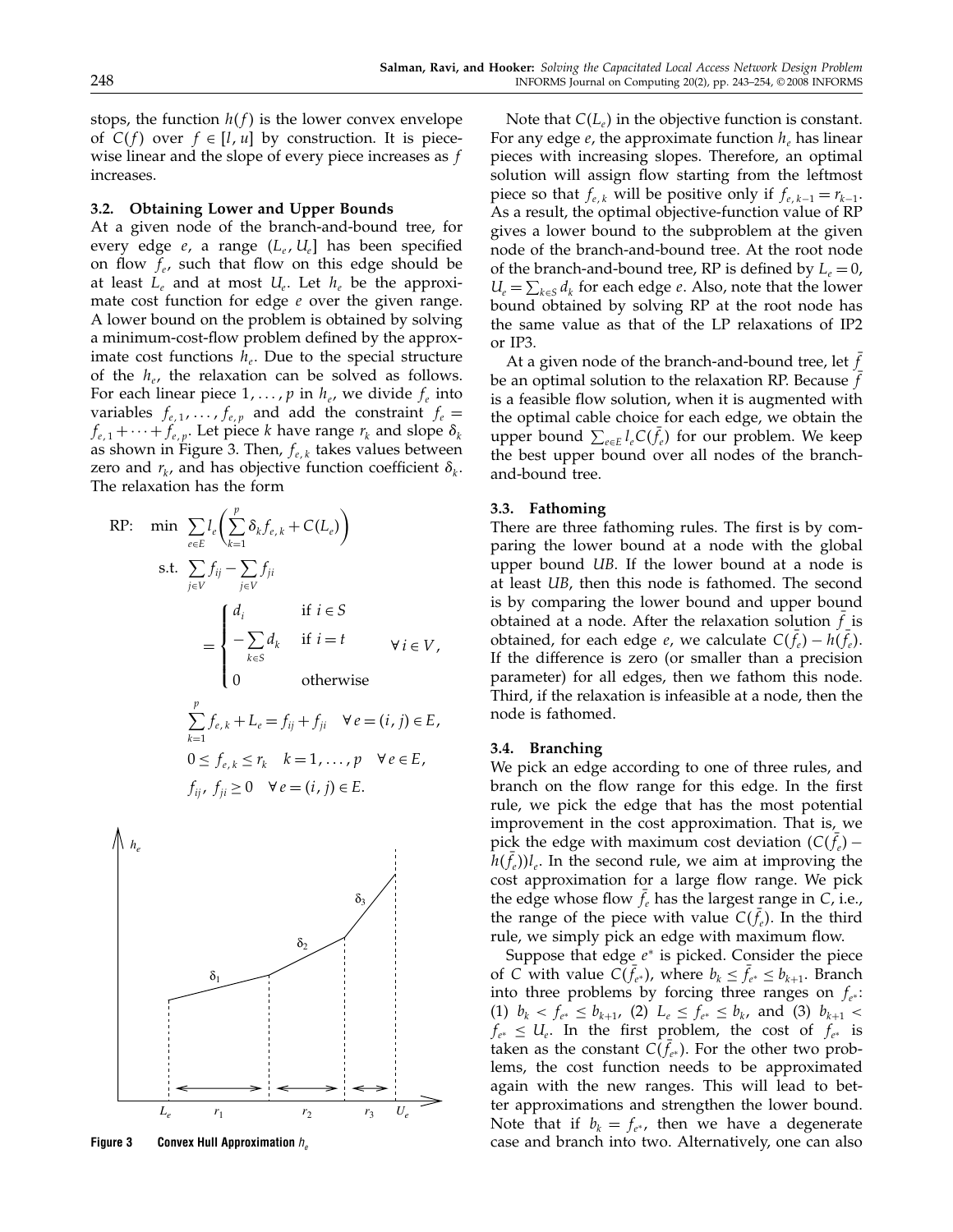stops, the function $h(f)$ is the lower convex envelope of $C(f)$ over $f \in [l, u]$ by construction. It is piecewise linear and the slope of every piece increases as $f$ increases.

### 3.2. Obtaining Lower and Upper Bounds

At a given node of the branch-and-bound tree, for every edge $e$, a range $(L_e, U_e]$ has been specified on flow $f_e$ such that flow on this edge should be at least $L_e$ and at most $U_e$. Let $h_e$ be the approximate cost function for edge $e$ over the given range. A lower bound on the problem is obtained by solving a minimum-cost-flow problem defined by the approximate cost functions $h_e$. Due to the special structure of the $h_e$, the relaxation can be solved as follows. For each linear piece $1, \ldots, p$ in $h_e$, we divide $f_e$ into variables $f_{e,1}, \ldots, f_{e,p}$ and add the constraint $f_e = f_{e,1} + \cdots + f_{e,p}$. Let piece $k$ have range $r_k$ and slope $\delta_k$ as shown in Figure 3. Then, $f_{e,k}$ takes values between zero and $r_k$, and has objective function coefficient $\delta_k$. The relaxation has the form

$$
\begin{aligned}
\text{RP:}\quad \min\ & \sum_{e \in E} l_e \left( \sum_{k=1}^{p} \delta_k f_{e,k} + C(L_e) \right) \\
\text{s.t.}\ & \sum_{j \in V} f_{ij} - \sum_{j \in V} f_{ji} = \begin{cases} d_i & \text{if } i \in S \\ -\sum_{k \in S} d_k & \text{if } i = t \\ 0 & \text{otherwise} \end{cases} \quad \forall\, i \in V, \\
& \sum_{k=1}^{p} f_{e,k} + L_e = f_{ij} + f_{ji} \quad \forall\, e = (i,j) \in E, \\
& 0 \le f_{e,k} \le r_k \quad k = 1, \ldots, p \quad \forall\, e \in E, \\
& f_{ij},\ f_{ji} \ge 0 \quad \forall\, e = (i,j) \in E.
\end{aligned}
$$

**Figure 3** Convex Hull Approximation $h_e$

Note that $C(L_e)$ in the objective function is constant. For any edge $e$, the approximate function $h_e$ has linear pieces with increasing slopes. Therefore, an optimal solution will assign flow starting from the leftmost piece so that $f_{e,k}$ will be positive only if $f_{e,k-1} = r_{k-1}$. As a result, the optimal objective-function value of RP gives a lower bound to the subproblem at the given node of the branch-and-bound tree. At the root node of the branch-and-bound tree, RP is defined by $L_e = 0$, $U_e = \sum_{k \in S} d_k$ for each edge $e$. Also, note that the lower bound obtained by solving RP at the root node has the same value as that of the LP relaxations of IP2 or IP3.

At a given node of the branch-and-bound tree, let $\bar{f}$ be an optimal solution to the relaxation RP. Because $\bar{f}$ is a feasible flow solution, when it is augmented with the optimal cable choice for each edge, we obtain the upper bound $\sum_{e \in E} l_e C(\bar{f}_e)$ for our problem. We keep the best upper bound over all nodes of the branch-and-bound tree.

### 3.3. Fathoming

There are three fathoming rules. The first is by comparing the lower bound at a node with the global upper bound *UB*. If the lower bound at a node is at least *UB*, then this node is fathomed. The second is by comparing the lower bound and upper bound obtained at a node. After the relaxation solution $\bar{f}$ is obtained, for each edge $e$, we calculate $C(\bar{f}_e) - h(\bar{f}_e)$. If the difference is zero (or smaller than a precision parameter) for all edges, then we fathom this node. Third, if the relaxation is infeasible at a node, then the node is fathomed.

### 3.4. Branching

We pick an edge according to one of three rules, and branch on the flow range for this edge. In the first rule, we pick the edge that has the most potential improvement in the cost approximation. That is, we pick the edge with maximum cost deviation $(C(\bar{f}_e) - h(\bar{f}_e))l_e$. In the second rule, we aim at improving the cost approximation for a large flow range. We pick the edge whose flow $\bar{f}_e$ has the largest range in $C$, i.e., the range of the piece with value $C(\bar{f}_e)$. In the third rule, we simply pick an edge with maximum flow.

Suppose that edge $e^*$ is picked. Consider the piece of $C$ with value $C(\bar{f}_{e^*})$, where $b_k \le \bar{f}_{e^*} \le b_{k+1}$. Branch into three problems by forcing three ranges on $f_{e^*}$: (1) $b_k < f_{e^*} \le b_{k+1}$, (2) $L_e \le f_{e^*} \le b_k$, and (3) $b_{k+1} < f_{e^*} \le U_e$. In the first problem, the cost of $f_{e^*}$ is taken as the constant $C(\bar{f}_{e^*})$. For the other two problems, the cost function needs to be approximated again with the new ranges. This will lead to better approximations and strengthen the lower bound. Note that if $b_k = f_{e^*}$, then we have a degenerate case and branch into two. Alternatively, one can also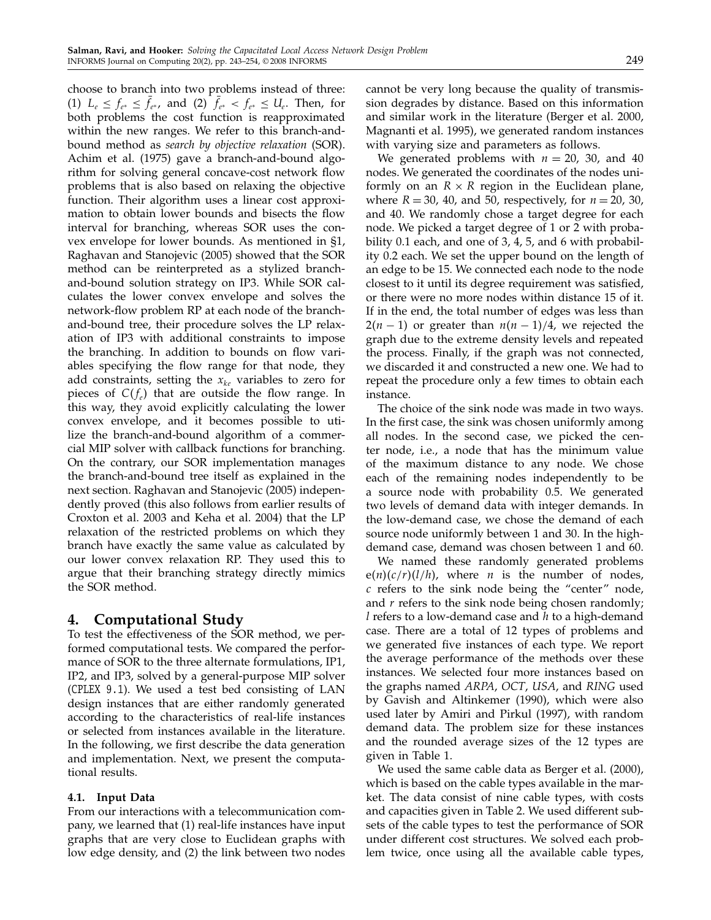choose to branch into two problems instead of three: (1) $L_e \leq f_{e^*} \leq \bar{f}_{e^*}$, and (2) $\bar{f}_{e^*} < f_{e^*} \leq U_e$. Then, for both problems the cost function is reapproximated within the new ranges. We refer to this branch-and-bound method as *search by objective relaxation* (SOR). Achim et al. (1975) gave a branch-and-bound algorithm for solving general concave-cost network flow problems that is also based on relaxing the objective function. Their algorithm uses a linear cost approximation to obtain lower bounds and bisects the flow interval for branching, whereas SOR uses the convex envelope for lower bounds. As mentioned in §1, Raghavan and Stanojevic (2005) showed that the SOR method can be reinterpreted as a stylized branch-and-bound solution strategy on IP3. While SOR calculates the lower convex envelope and solves the network-flow problem RP at each node of the branch-and-bound tree, their procedure solves the LP relaxation of IP3 with additional constraints to impose the branching. In addition to bounds on flow variables specifying the flow range for that node, they add constraints, setting the $x_{ke}$ variables to zero for pieces of $C(f_e)$ that are outside the flow range. In this way, they avoid explicitly calculating the lower convex envelope, and it becomes possible to utilize the branch-and-bound algorithm of a commercial MIP solver with callback functions for branching. On the contrary, our SOR implementation manages the branch-and-bound tree itself as explained in the next section. Raghavan and Stanojevic (2005) independently proved (this also follows from earlier results of Croxton et al. 2003 and Keha et al. 2004) that the LP relaxation of the restricted problems on which they branch have exactly the same value as calculated by our lower convex relaxation RP. They used this to argue that their branching strategy directly mimics the SOR method.

## 4. Computational Study

To test the effectiveness of the SOR method, we performed computational tests. We compared the performance of SOR to the three alternate formulations, IP1, IP2, and IP3, solved by a general-purpose MIP solver (`CPLEX 9.1`). We used a test bed consisting of LAN design instances that are either randomly generated according to the characteristics of real-life instances or selected from instances available in the literature. In the following, we first describe the data generation and implementation. Next, we present the computational results.

### 4.1. Input Data

From our interactions with a telecommunication company, we learned that (1) real-life instances have input graphs that are very close to Euclidean graphs with low edge density, and (2) the link between two nodes cannot be very long because the quality of transmission degrades by distance. Based on this information and similar work in the literature (Berger et al. 2000, Magnanti et al. 1995), we generated random instances with varying size and parameters as follows.

We generated problems with $n = 20$, 30, and 40 nodes. We generated the coordinates of the nodes uniformly on an $R \times R$ region in the Euclidean plane, where $R = 30$, 40, and 50, respectively, for $n = 20$, 30, and 40. We randomly chose a target degree for each node. We picked a target degree of 1 or 2 with probability 0.1 each, and one of 3, 4, 5, and 6 with probability 0.2 each. We set the upper bound on the length of an edge to be 15. We connected each node to the node closest to it until its degree requirement was satisfied, or there were no more nodes within distance 15 of it. If in the end, the total number of edges was less than $2(n-1)$ or greater than $n(n-1)/4$, we rejected the graph due to the extreme density levels and repeated the process. Finally, if the graph was not connected, we discarded it and constructed a new one. We had to repeat the procedure only a few times to obtain each instance.

The choice of the sink node was made in two ways. In the first case, the sink was chosen uniformly among all nodes. In the second case, we picked the center node, i.e., a node that has the minimum value of the maximum distance to any node. We chose each of the remaining nodes independently to be a source node with probability 0.5. We generated two levels of demand data with integer demands. In the low-demand case, we chose the demand of each source node uniformly between 1 and 30. In the high-demand case, demand was chosen between 1 and 60.

We named these randomly generated problems $e(n)(c/r)(l/h)$, where $n$ is the number of nodes, $c$ refers to the sink node being the "center" node, and $r$ refers to the sink node being chosen randomly; $l$ refers to a low-demand case and $h$ to a high-demand case. There are a total of 12 types of problems and we generated five instances of each type. We report the average performance of the methods over these instances. We selected four more instances based on the graphs named *ARPA*, *OCT*, *USA*, and *RING* used by Gavish and Altinkemer (1990), which were also used later by Amiri and Pirkul (1997), with random demand data. The problem size for these instances and the rounded average sizes of the 12 types are given in Table 1.

We used the same cable data as Berger et al. (2000), which is based on the cable types available in the market. The data consist of nine cable types, with costs and capacities given in Table 2. We used different subsets of the cable types to test the performance of SOR under different cost structures. We solved each problem twice, once using all the available cable types,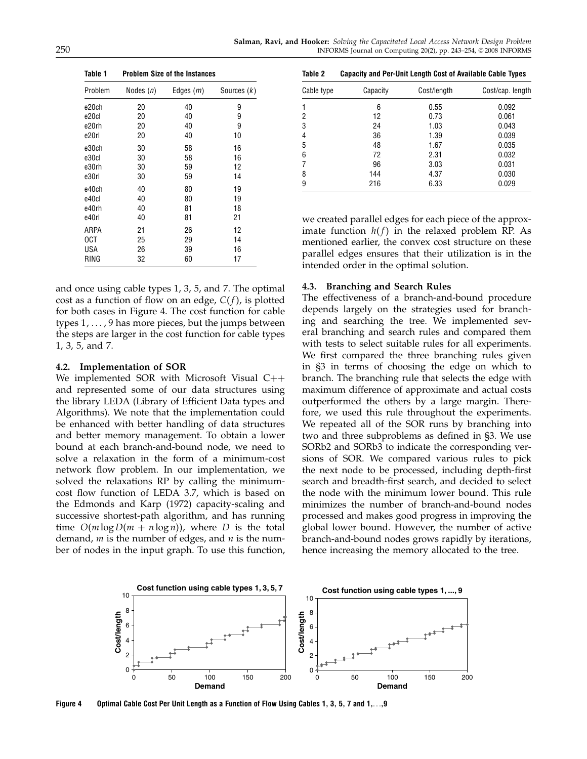**Table 1 Problem Size of the Instances**

| Problem | Nodes ($n$) | Edges ($m$) | Sources ($k$) |
|---|---|---|---|
| e20ch | 20 | 40 | 9 |
| e20cl | 20 | 40 | 9 |
| e20rh | 20 | 40 | 9 |
| e20rl | 20 | 40 | 10 |
| e30ch | 30 | 58 | 16 |
| e30cl | 30 | 58 | 16 |
| e30rh | 30 | 59 | 12 |
| e30rl | 30 | 59 | 14 |
| e40ch | 40 | 80 | 19 |
| e40cl | 40 | 80 | 19 |
| e40rh | 40 | 81 | 18 |
| e40rl | 40 | 81 | 21 |
| ARPA | 21 | 26 | 12 |
| OCT | 25 | 29 | 14 |
| USA | 26 | 39 | 16 |
| RING | 32 | 60 | 17 |

and once using cable types 1, 3, 5, and 7. The optimal cost as a function of flow on an edge, $C(f)$, is plotted for both cases in Figure 4. The cost function for cable types $1, \ldots, 9$ has more pieces, but the jumps between the steps are larger in the cost function for cable types 1, 3, 5, and 7.

### 4.2. Implementation of SOR

We implemented SOR with Microsoft Visual C++ and represented some of our data structures using the library LEDA (Library of Efficient Data types and Algorithms). We note that the implementation could be enhanced with better handling of data structures and better memory management. To obtain a lower bound at each branch-and-bound node, we need to solve a relaxation in the form of a minimum-cost network flow problem. In our implementation, we solved the relaxations RP by calling the minimum-cost flow function of LEDA 3.7, which is based on the Edmonds and Karp (1972) capacity-scaling and successive shortest-path algorithm, and has running time $O(m \log D(m + n \log n))$, where $D$ is the total demand, $m$ is the number of edges, and $n$ is the number of nodes in the input graph. To use this function, we created parallel edges for each piece of the approximate function $h(f)$ in the relaxed problem RP. As mentioned earlier, the convex cost structure on these parallel edges ensures that their utilization is in the intended order in the optimal solution.

**Table 2 Capacity and Per-Unit Length Cost of Available Cable Types**

| Cable type | Capacity | Cost/length | Cost/cap. length |
|---|---|---|---|
| 1 | 6 | 0.55 | 0.092 |
| 2 | 12 | 0.73 | 0.061 |
| 3 | 24 | 1.03 | 0.043 |
| 4 | 36 | 1.39 | 0.039 |
| 5 | 48 | 1.67 | 0.035 |
| 6 | 72 | 2.31 | 0.032 |
| 7 | 96 | 3.03 | 0.031 |
| 8 | 144 | 4.37 | 0.030 |
| 9 | 216 | 6.33 | 0.029 |

### 4.3. Branching and Search Rules

The effectiveness of a branch-and-bound procedure depends largely on the strategies used for branching and searching the tree. We implemented several branching and search rules and compared them with tests to select suitable rules for all experiments. We first compared the three branching rules given in §3 in terms of choosing the edge on which to branch. The branching rule that selects the edge with maximum difference of approximate and actual costs outperformed the others by a large margin. Therefore, we used this rule throughout the experiments. We repeated all of the SOR runs by branching into two and three subproblems as defined in §3. We use SORb2 and SORb3 to indicate the corresponding versions of SOR. We compared various rules to pick the next node to be processed, including depth-first search and breadth-first search, and decided to select the node with the minimum lower bound. This rule minimizes the number of branch-and-bound nodes processed and makes good progress in improving the global lower bound. However, the number of active branch-and-bound nodes grows rapidly by iterations, hence increasing the memory allocated to the tree.

**Figure 4** Optimal Cable Cost Per Unit Length as a Function of Flow Using Cables 1, 3, 5, 7 and 1,…,9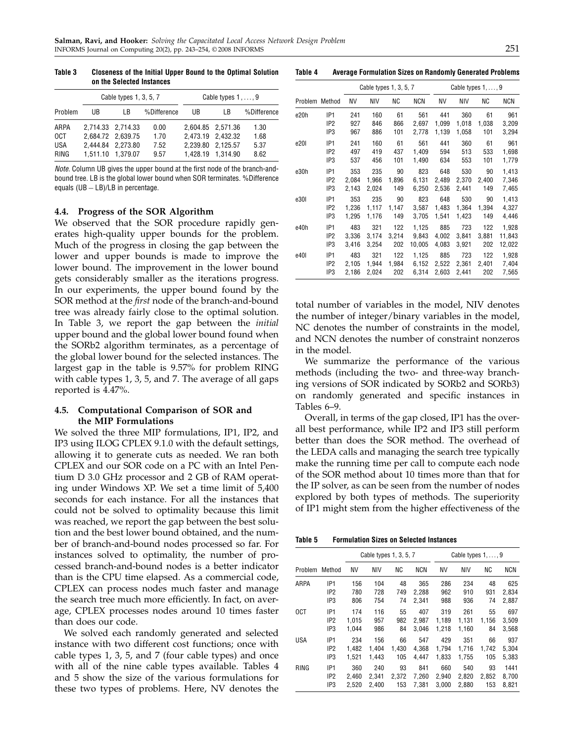**Table 3 Closeness of the Initial Upper Bound to the Optimal Solution on the Selected Instances**

| | Cable types 1, 3, 5, 7 | | | Cable types 1, …, 9 | | |
|---|---|---|---|---|---|---|
| Problem | UB | LB | %Difference | UB | LB | %Difference |
| ARPA | 2,714.33 | 2,714.33 | 0.00 | 2,604.85 | 2,571.36 | 1.30 |
| OCT | 2,684.72 | 2,639.75 | 1.70 | 2,473.19 | 2,432.32 | 1.68 |
| USA | 2,444.84 | 2,273.80 | 7.52 | 2,239.80 | 2,125.57 | 5.37 |
| RING | 1,511.10 | 1,379.07 | 9.57 | 1,428.19 | 1,314.90 | 8.62 |

*Note.* Column UB gives the upper bound at the first node of the branch-and-bound tree. LB is the global lower bound when SOR terminates. %Difference equals (UB − LB)/LB in percentage.

### 4.4. Progress of the SOR Algorithm

We observed that the SOR procedure rapidly generates high-quality upper bounds for the problem. Much of the progress in closing the gap between the lower and upper bounds is made to improve the lower bound. The improvement in the lower bound gets considerably smaller as the iterations progress. In our experiments, the upper bound found by the SOR method at the *first* node of the branch-and-bound tree was already fairly close to the optimal solution. In Table 3, we report the gap between the *initial* upper bound and the global lower bound found when the SORb2 algorithm terminates, as a percentage of the global lower bound for the selected instances. The largest gap in the table is 9.57% for problem RING with cable types 1, 3, 5, and 7. The average of all gaps reported is 4.47%.

### 4.5. Computational Comparison of SOR and the MIP Formulations

We solved the three MIP formulations, IP1, IP2, and IP3 using ILOG CPLEX 9.1.0 with the default settings, allowing it to generate cuts as needed. We ran both CPLEX and our SOR code on a PC with an Intel Pentium D 3.0 GHz processor and 2 GB of RAM operating under Windows XP. We set a time limit of 5,400 seconds for each instance. For all the instances that could not be solved to optimality because this limit was reached, we report the gap between the best solution and the best lower bound obtained, and the number of branch-and-bound nodes processed so far. For instances solved to optimality, the number of processed branch-and-bound nodes is a better indicator than is the CPU time elapsed. As a commercial code, CPLEX can process nodes much faster and manage the search tree much more efficiently. In fact, on average, CPLEX processes nodes around 10 times faster than does our code.

We solved each randomly generated and selected instance with two different cost functions; once with cable types 1, 3, 5, and 7 (four cable types) and once with all of the nine cable types available. Tables 4 and 5 show the size of the various formulations for these two types of problems. Here, NV denotes the total number of variables in the model, NIV denotes the number of integer/binary variables in the model, NC denotes the number of constraints in the model, and NCN denotes the number of constraint nonzeros in the model.

**Table 4 Average Formulation Sizes on Randomly Generated Problems**

| | | Cable types 1, 3, 5, 7 | | | | Cable types 1, …, 9 | | | |
|---|---|---|---|---|---|---|---|---|---|
| Problem | Method | NV | NIV | NC | NCN | NV | NIV | NC | NCN |
| e20h | IP1 | 241 | 160 | 61 | 561 | 441 | 360 | 61 | 961 |
| | IP2 | 927 | 846 | 866 | 2,697 | 1,099 | 1,018 | 1,038 | 3,209 |
| | IP3 | 967 | 886 | 101 | 2,778 | 1,139 | 1,058 | 101 | 3,294 |
| e20l | IP1 | 241 | 160 | 61 | 561 | 441 | 360 | 61 | 961 |
| | IP2 | 497 | 419 | 437 | 1,409 | 594 | 513 | 533 | 1,698 |
| | IP3 | 537 | 456 | 101 | 1,490 | 634 | 553 | 101 | 1,779 |
| e30h | IP1 | 353 | 235 | 90 | 823 | 648 | 530 | 90 | 1,413 |
| | IP2 | 2,084 | 1,966 | 1,896 | 6,131 | 2,489 | 2,370 | 2,400 | 7,346 |
| | IP3 | 2,143 | 2,024 | 149 | 6,250 | 2,536 | 2,441 | 149 | 7,465 |
| e30l | IP1 | 353 | 235 | 90 | 823 | 648 | 530 | 90 | 1,413 |
| | IP2 | 1,236 | 1,117 | 1,147 | 3,587 | 1,483 | 1,364 | 1,394 | 4,327 |
| | IP3 | 1,295 | 1,176 | 149 | 3,705 | 1,541 | 1,423 | 149 | 4,446 |
| e40h | IP1 | 483 | 321 | 122 | 1,125 | 885 | 723 | 122 | 1,928 |
| | IP2 | 3,336 | 3,174 | 3,214 | 9,843 | 4,002 | 3,841 | 3,881 | 11,843 |
| | IP3 | 3,416 | 3,254 | 202 | 10,005 | 4,083 | 3,921 | 202 | 12,022 |
| e40l | IP1 | 483 | 321 | 122 | 1,125 | 885 | 723 | 122 | 1,928 |
| | IP2 | 2,105 | 1,944 | 1,984 | 6,152 | 2,522 | 2,361 | 2,401 | 7,404 |
| | IP3 | 2,186 | 2,024 | 202 | 6,314 | 2,603 | 2,441 | 202 | 7,565 |

We summarize the performance of the various methods (including the two- and three-way branching versions of SOR indicated by SORb2 and SORb3) on randomly generated and specific instances in Tables 6–9.

Overall, in terms of the gap closed, IP1 has the overall best performance, while IP2 and IP3 still perform better than does the SOR method. The overhead of the LEDA calls and managing the search tree typically make the running time per call to compute each node of the SOR method about 10 times more than that for the IP solver, as can be seen from the number of nodes explored by both types of methods. The superiority of IP1 might stem from the higher effectiveness of the

**Table 5 Formulation Sizes on Selected Instances**

| | | Cable types 1, 3, 5, 7 | | | | Cable types 1, …, 9 | | | |
|---|---|---|---|---|---|---|---|---|---|
| Problem | Method | NV | NIV | NC | NCN | NV | NIV | NC | NCN |
| ARPA | IP1 | 156 | 104 | 48 | 365 | 286 | 234 | 48 | 625 |
| | IP2 | 780 | 728 | 749 | 2,288 | 962 | 910 | 931 | 2,834 |
| | IP3 | 806 | 754 | 74 | 2,341 | 988 | 936 | 74 | 2,887 |
| OCT | IP1 | 174 | 116 | 55 | 407 | 319 | 261 | 55 | 697 |
| | IP2 | 1,015 | 957 | 982 | 2,987 | 1,189 | 1,131 | 1,156 | 3,509 |
| | IP3 | 1,044 | 986 | 84 | 3,046 | 1,218 | 1,160 | 84 | 3,568 |
| USA | IP1 | 234 | 156 | 66 | 547 | 429 | 351 | 66 | 937 |
| | IP2 | 1,482 | 1,404 | 1,430 | 4,368 | 1,794 | 1,716 | 1,742 | 5,304 |
| | IP3 | 1,521 | 1,443 | 105 | 4,447 | 1,833 | 1,755 | 105 | 5,383 |
| RING | IP1 | 360 | 240 | 93 | 841 | 660 | 540 | 93 | 1441 |
| | IP2 | 2,460 | 2,341 | 2,372 | 7,260 | 2,940 | 2,820 | 2,852 | 8,700 |
| | IP3 | 2,520 | 2,400 | 153 | 7,381 | 3,000 | 2,880 | 153 | 8,821 |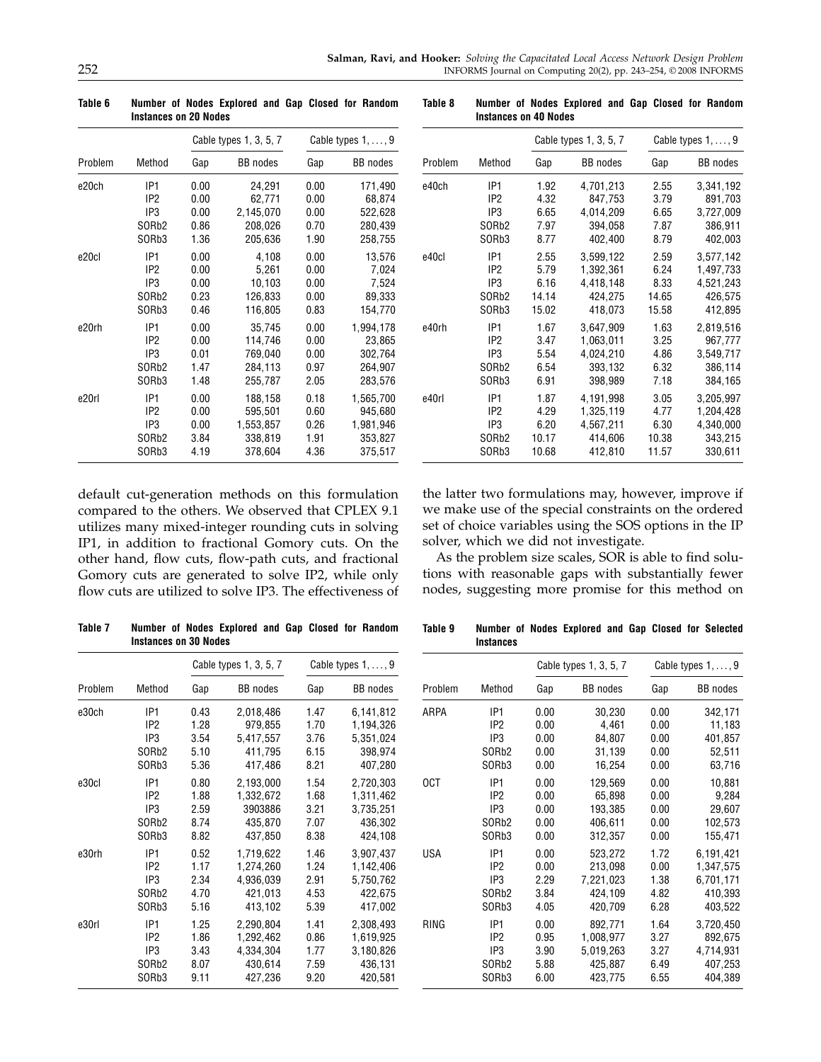**Table 6 Number of Nodes Explored and Gap Closed for Random Instances on 20 Nodes**

| | | Cable types 1, 3, 5, 7 | | Cable types 1, ..., 9 | |
|---|---|---|---|---|---|
| Problem | Method | Gap | BB nodes | Gap | BB nodes |
| e20ch | IP1 | 0.00 | 24,291 | 0.00 | 171,490 |
| | IP2 | 0.00 | 62,771 | 0.00 | 68,874 |
| | IP3 | 0.00 | 2,145,070 | 0.00 | 522,628 |
| | SORb2 | 0.86 | 208,026 | 0.70 | 280,439 |
| | SORb3 | 1.36 | 205,636 | 1.90 | 258,755 |
| e20cl | IP1 | 0.00 | 4,108 | 0.00 | 13,576 |
| | IP2 | 0.00 | 5,261 | 0.00 | 7,024 |
| | IP3 | 0.00 | 10,103 | 0.00 | 7,524 |
| | SORb2 | 0.23 | 126,833 | 0.00 | 89,333 |
| | SORb3 | 0.46 | 116,805 | 0.83 | 154,770 |
| e20rh | IP1 | 0.00 | 35,745 | 0.00 | 1,994,178 |
| | IP2 | 0.00 | 114,746 | 0.00 | 23,865 |
| | IP3 | 0.01 | 769,040 | 0.00 | 302,764 |
| | SORb2 | 1.47 | 284,113 | 0.97 | 264,907 |
| | SORb3 | 1.48 | 255,787 | 2.05 | 283,576 |
| e20rl | IP1 | 0.00 | 188,158 | 0.18 | 1,565,700 |
| | IP2 | 0.00 | 595,501 | 0.60 | 945,680 |
| | IP3 | 0.00 | 1,553,857 | 0.26 | 1,981,946 |
| | SORb2 | 3.84 | 338,819 | 1.91 | 353,827 |
| | SORb3 | 4.19 | 378,604 | 4.36 | 375,517 |

default cut-generation methods on this formulation compared to the others. We observed that CPLEX 9.1 utilizes many mixed-integer rounding cuts in solving IP1, in addition to fractional Gomory cuts. On the other hand, flow cuts, flow-path cuts, and fractional Gomory cuts are generated to solve IP2, while only flow cuts are utilized to solve IP3. The effectiveness of the latter two formulations may, however, improve if we make use of the special constraints on the ordered set of choice variables using the SOS options in the IP solver, which we did not investigate.

As the problem size scales, SOR is able to find solutions with reasonable gaps with substantially fewer nodes, suggesting more promise for this method on

**Table 7 Number of Nodes Explored and Gap Closed for Random Instances on 30 Nodes**

| | | Cable types 1, 3, 5, 7 | | Cable types 1, ..., 9 | |
|---|---|---|---|---|---|
| Problem | Method | Gap | BB nodes | Gap | BB nodes |
| e30ch | IP1 | 0.43 | 2,018,486 | 1.47 | 6,141,812 |
| | IP2 | 1.28 | 979,855 | 1.70 | 1,194,326 |
| | IP3 | 3.54 | 5,417,557 | 3.76 | 5,351,024 |
| | SORb2 | 5.10 | 411,795 | 6.15 | 398,974 |
| | SORb3 | 5.36 | 417,486 | 8.21 | 407,280 |
| e30cl | IP1 | 0.80 | 2,193,000 | 1.54 | 2,720,303 |
| | IP2 | 1.88 | 1,332,672 | 1.68 | 1,311,462 |
| | IP3 | 2.59 | 3903886 | 3.21 | 3,735,251 |
| | SORb2 | 8.74 | 435,870 | 7.07 | 436,302 |
| | SORb3 | 8.82 | 437,850 | 8.38 | 424,108 |
| e30rh | IP1 | 0.52 | 1,719,622 | 1.46 | 3,907,437 |
| | IP2 | 1.17 | 1,274,260 | 1.24 | 1,142,406 |
| | IP3 | 2.34 | 4,936,039 | 2.91 | 5,750,762 |
| | SORb2 | 4.70 | 421,013 | 4.53 | 422,675 |
| | SORb3 | 5.16 | 413,102 | 5.39 | 417,002 |
| e30rl | IP1 | 1.25 | 2,290,804 | 1.41 | 2,308,493 |
| | IP2 | 1.86 | 1,292,462 | 0.86 | 1,619,925 |
| | IP3 | 3.43 | 4,334,304 | 1.77 | 3,180,826 |
| | SORb2 | 8.07 | 430,614 | 7.59 | 436,131 |
| | SORb3 | 9.11 | 427,236 | 9.20 | 420,581 |

**Table 8 Number of Nodes Explored and Gap Closed for Random Instances on 40 Nodes**

| | | Cable types 1, 3, 5, 7 | | Cable types 1, ..., 9 | |
|---|---|---|---|---|---|
| Problem | Method | Gap | BB nodes | Gap | BB nodes |
| e40ch | IP1 | 1.92 | 4,701,213 | 2.55 | 3,341,192 |
| | IP2 | 4.32 | 847,753 | 3.79 | 891,703 |
| | IP3 | 6.65 | 4,014,209 | 6.65 | 3,727,009 |
| | SORb2 | 7.97 | 394,058 | 7.87 | 386,911 |
| | SORb3 | 8.77 | 402,400 | 8.79 | 402,003 |
| e40cl | IP1 | 2.55 | 3,599,122 | 2.59 | 3,577,142 |
| | IP2 | 5.79 | 1,392,361 | 6.24 | 1,497,733 |
| | IP3 | 6.16 | 4,418,148 | 8.33 | 4,521,243 |
| | SORb2 | 14.14 | 424,275 | 14.65 | 426,575 |
| | SORb3 | 15.02 | 418,073 | 15.58 | 412,895 |
| e40rh | IP1 | 1.67 | 3,647,909 | 1.63 | 2,819,516 |
| | IP2 | 3.47 | 1,063,011 | 3.25 | 967,777 |
| | IP3 | 5.54 | 4,024,210 | 4.86 | 3,549,717 |
| | SORb2 | 6.54 | 393,132 | 6.32 | 386,114 |
| | SORb3 | 6.91 | 398,989 | 7.18 | 384,165 |
| e40rl | IP1 | 1.87 | 4,191,998 | 3.05 | 3,205,997 |
| | IP2 | 4.29 | 1,325,119 | 4.77 | 1,204,428 |
| | IP3 | 6.20 | 4,567,211 | 6.30 | 4,340,000 |
| | SORb2 | 10.17 | 414,606 | 10.38 | 343,215 |
| | SORb3 | 10.68 | 412,810 | 11.57 | 330,611 |

**Table 9 Number of Nodes Explored and Gap Closed for Selected Instances**

| | | Cable types 1, 3, 5, 7 | | Cable types 1, ..., 9 | |
|---|---|---|---|---|---|
| Problem | Method | Gap | BB nodes | Gap | BB nodes |
| ARPA | IP1 | 0.00 | 30,230 | 0.00 | 342,171 |
| | IP2 | 0.00 | 4,461 | 0.00 | 11,183 |
| | IP3 | 0.00 | 84,807 | 0.00 | 401,857 |
| | SORb2 | 0.00 | 31,139 | 0.00 | 52,511 |
| | SORb3 | 0.00 | 16,254 | 0.00 | 63,716 |
| OCT | IP1 | 0.00 | 129,569 | 0.00 | 10,881 |
| | IP2 | 0.00 | 65,898 | 0.00 | 9,284 |
| | IP3 | 0.00 | 193,385 | 0.00 | 29,607 |
| | SORb2 | 0.00 | 406,611 | 0.00 | 102,573 |
| | SORb3 | 0.00 | 312,357 | 0.00 | 155,471 |
| USA | IP1 | 0.00 | 523,272 | 1.72 | 6,191,421 |
| | IP2 | 0.00 | 213,098 | 0.00 | 1,347,575 |
| | IP3 | 2.29 | 7,221,023 | 1.38 | 6,701,171 |
| | SORb2 | 3.84 | 424,109 | 4.82 | 410,393 |
| | SORb3 | 4.05 | 420,709 | 6.28 | 403,522 |
| RING | IP1 | 0.00 | 892,771 | 1.64 | 3,720,450 |
| | IP2 | 0.95 | 1,008,977 | 3.27 | 892,675 |
| | IP3 | 3.90 | 5,019,263 | 3.27 | 4,714,931 |
| | SORb2 | 5.88 | 425,887 | 6.49 | 407,253 |
| | SORb3 | 6.00 | 423,775 | 6.55 | 404,389 |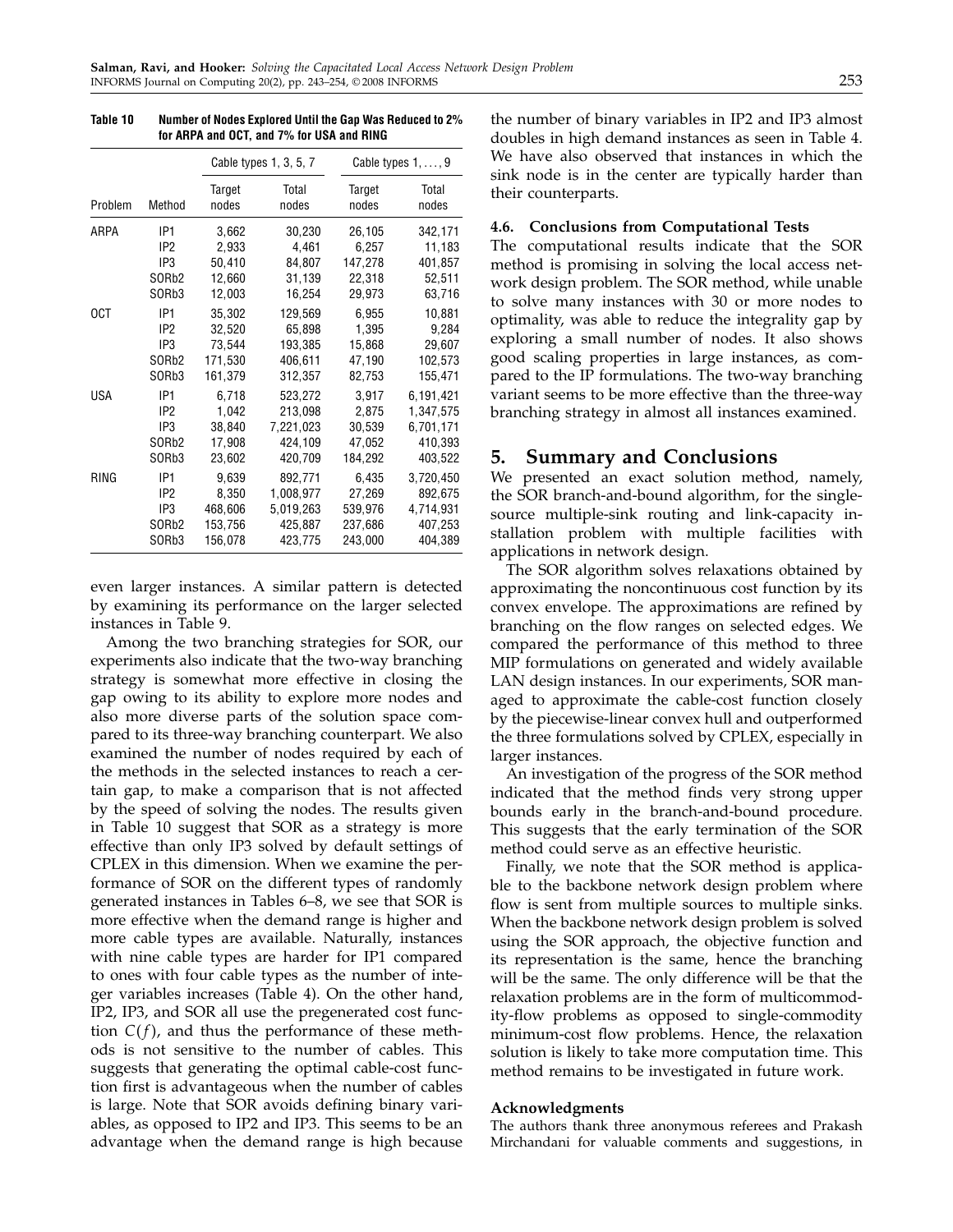**Table 10 Number of Nodes Explored Until the Gap Was Reduced to 2% for ARPA and OCT, and 7% for USA and RING**

| | | Cable types 1, 3, 5, 7 | | Cable types 1, …, 9 | |
|---|---|---|---|---|---|
| Problem | Method | Target nodes | Total nodes | Target nodes | Total nodes |
| ARPA | IP1 | 3,662 | 30,230 | 26,105 | 342,171 |
| | IP2 | 2,933 | 4,461 | 6,257 | 11,183 |
| | IP3 | 50,410 | 84,807 | 147,278 | 401,857 |
| | SORb2 | 12,660 | 31,139 | 22,318 | 52,511 |
| | SORb3 | 12,003 | 16,254 | 29,973 | 63,716 |
| OCT | IP1 | 35,302 | 129,569 | 6,955 | 10,881 |
| | IP2 | 32,520 | 65,898 | 1,395 | 9,284 |
| | IP3 | 73,544 | 193,385 | 15,868 | 29,607 |
| | SORb2 | 171,530 | 406,611 | 47,190 | 102,573 |
| | SORb3 | 161,379 | 312,357 | 82,753 | 155,471 |
| USA | IP1 | 6,718 | 523,272 | 3,917 | 6,191,421 |
| | IP2 | 1,042 | 213,098 | 2,875 | 1,347,575 |
| | IP3 | 38,840 | 7,221,023 | 30,539 | 6,701,171 |
| | SORb2 | 17,908 | 424,109 | 47,052 | 410,393 |
| | SORb3 | 23,602 | 420,709 | 184,292 | 403,522 |
| RING | IP1 | 9,639 | 892,771 | 6,435 | 3,720,450 |
| | IP2 | 8,350 | 1,008,977 | 27,269 | 892,675 |
| | IP3 | 468,606 | 5,019,263 | 539,976 | 4,714,931 |
| | SORb2 | 153,756 | 425,887 | 237,686 | 407,253 |
| | SORb3 | 156,078 | 423,775 | 243,000 | 404,389 |

even larger instances. A similar pattern is detected by examining its performance on the larger selected instances in Table 9.

Among the two branching strategies for SOR, our experiments also indicate that the two-way branching strategy is somewhat more effective in closing the gap owing to its ability to explore more nodes and also more diverse parts of the solution space compared to its three-way branching counterpart. We also examined the number of nodes required by each of the methods in the selected instances to reach a certain gap, to make a comparison that is not affected by the speed of solving the nodes. The results given in Table 10 suggest that SOR as a strategy is more effective than only IP3 solved by default settings of CPLEX in this dimension. When we examine the performance of SOR on the different types of randomly generated instances in Tables 6–8, we see that SOR is more effective when the demand range is higher and more cable types are available. Naturally, instances with nine cable types are harder for IP1 compared to ones with four cable types as the number of integer variables increases (Table 4). On the other hand, IP2, IP3, and SOR all use the pregenerated cost function $C(f)$, and thus the performance of these methods is not sensitive to the number of cables. This suggests that generating the optimal cable-cost function first is advantageous when the number of cables is large. Note that SOR avoids defining binary variables, as opposed to IP2 and IP3. This seems to be an advantage when the demand range is high because the number of binary variables in IP2 and IP3 almost doubles in high demand instances as seen in Table 4. We have also observed that instances in which the sink node is in the center are typically harder than their counterparts.

### 4.6. Conclusions from Computational Tests

The computational results indicate that the SOR method is promising in solving the local access network design problem. The SOR method, while unable to solve many instances with 30 or more nodes to optimality, was able to reduce the integrality gap by exploring a small number of nodes. It also shows good scaling properties in large instances, as compared to the IP formulations. The two-way branching variant seems to be more effective than the three-way branching strategy in almost all instances examined.

## 5. Summary and Conclusions

We presented an exact solution method, namely, the SOR branch-and-bound algorithm, for the single-source multiple-sink routing and link-capacity installation problem with multiple facilities with applications in network design.

The SOR algorithm solves relaxations obtained by approximating the noncontinuous cost function by its convex envelope. The approximations are refined by branching on the flow ranges on selected edges. We compared the performance of this method to three MIP formulations on generated and widely available LAN design instances. In our experiments, SOR managed to approximate the cable-cost function closely by the piecewise-linear convex hull and outperformed the three formulations solved by CPLEX, especially in larger instances.

An investigation of the progress of the SOR method indicated that the method finds very strong upper bounds early in the branch-and-bound procedure. This suggests that the early termination of the SOR method could serve as an effective heuristic.

Finally, we note that the SOR method is applicable to the backbone network design problem where flow is sent from multiple sources to multiple sinks. When the backbone network design problem is solved using the SOR approach, the objective function and its representation is the same, hence the branching will be the same. The only difference will be that the relaxation problems are in the form of multicommodity-flow problems as opposed to single-commodity minimum-cost flow problems. Hence, the relaxation solution is likely to take more computation time. This method remains to be investigated in future work.

#### Acknowledgments

The authors thank three anonymous referees and Prakash Mirchandani for valuable comments and suggestions, in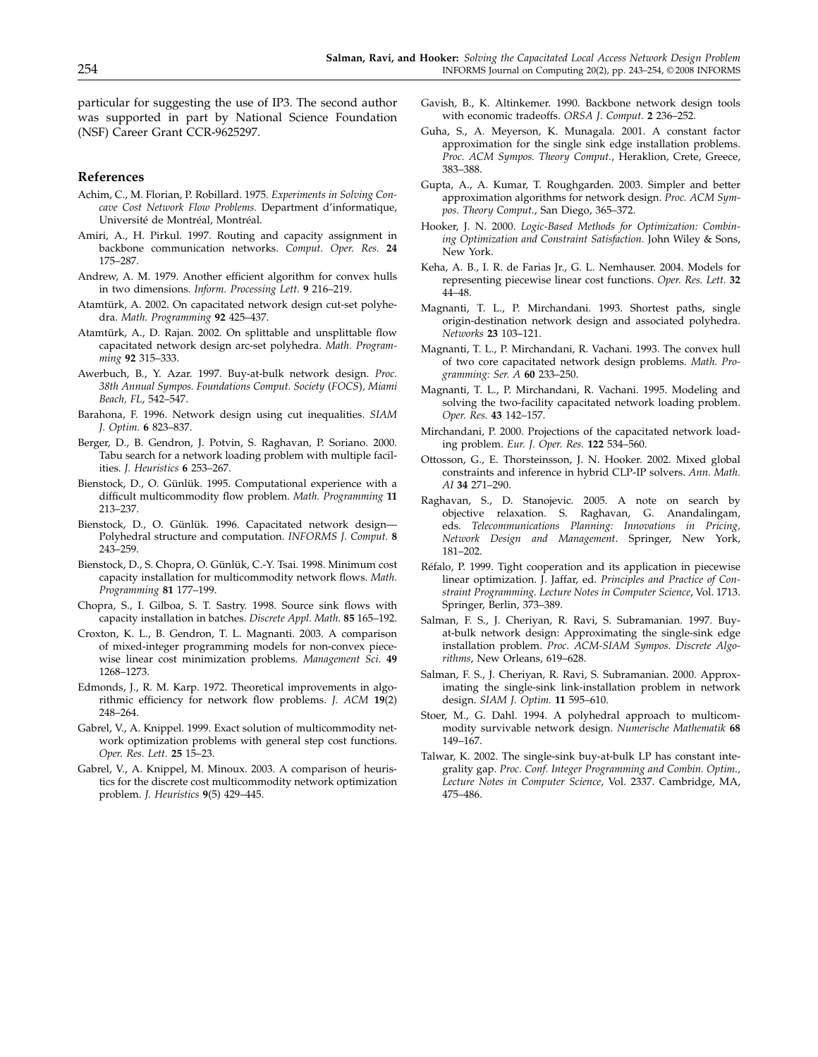particular for suggesting the use of IP3. The second author was supported in part by National Science Foundation (NSF) Career Grant CCR-9625297.

## References

Achim, C., M. Florian, P. Robillard. 1975. *Experiments in Solving Concave Cost Network Flow Problems*. Department d'informatique, Université de Montréal, Montréal.

Amiri, A., H. Pirkul. 1997. Routing and capacity assignment in backbone communication networks. *Comput. Oper. Res.* **24** 175–287.

Andrew, A. M. 1979. Another efficient algorithm for convex hulls in two dimensions. *Inform. Processing Lett.* **9** 216–219.

Atamtürk, A. 2002. On capacitated network design cut-set polyhedra. *Math. Programming* **92** 425–437.

Atamtürk, A., D. Rajan. 2002. On splittable and unsplittable flow capacitated network design arc-set polyhedra. *Math. Programming* **92** 315–333.

Awerbuch, B., Y. Azar. 1997. Buy-at-bulk network design. *Proc. 38th Annual Sympos. Foundations Comput. Society* (*FOCS*), *Miami Beach, FL*, 542–547.

Barahona, F. 1996. Network design using cut inequalities. *SIAM J. Optim.* **6** 823–837.

Berger, D., B. Gendron, J. Potvin, S. Raghavan, P. Soriano. 2000. Tabu search for a network loading problem with multiple facilities. *J. Heuristics* **6** 253–267.

Bienstock, D., O. Günlük. 1995. Computational experience with a difficult multicommodity flow problem. *Math. Programming* **11** 213–237.

Bienstock, D., O. Günlük. 1996. Capacitated network design—Polyhedral structure and computation. *INFORMS J. Comput.* **8** 243–259.

Bienstock, D., S. Chopra, O. Günlük, C.-Y. Tsai. 1998. Minimum cost capacity installation for multicommodity network flows. *Math. Programming* **81** 177–199.

Chopra, S., I. Gilboa, S. T. Sastry. 1998. Source sink flows with capacity installation in batches. *Discrete Appl. Math.* **85** 165–192.

Croxton, K. L., B. Gendron, T. L. Magnanti. 2003. A comparison of mixed-integer programming models for non-convex piecewise linear cost minimization problems. *Management Sci.* **49** 1268–1273.

Edmonds, J., R. M. Karp. 1972. Theoretical improvements in algorithmic efficiency for network flow problems. *J. ACM* **19**(2) 248–264.

Gabrel, V., A. Knippel. 1999. Exact solution of multicommodity network optimization problems with general step cost functions. *Oper. Res. Lett.* **25** 15–23.

Gabrel, V., A. Knippel, M. Minoux. 2003. A comparison of heuristics for the discrete cost multicommodity network optimization problem. *J. Heuristics* **9**(5) 429–445.

Gavish, B., K. Altinkemer. 1990. Backbone network design tools with economic tradeoffs. *ORSA J. Comput.* **2** 236–252.

Guha, S., A. Meyerson, K. Munagala. 2001. A constant factor approximation for the single sink edge installation problems. *Proc. ACM Sympos. Theory Comput.*, Heraklion, Crete, Greece, 383–388.

Gupta, A., A. Kumar, T. Roughgarden. 2003. Simpler and better approximation algorithms for network design. *Proc. ACM Sympos. Theory Comput.*, San Diego, 365–372.

Hooker, J. N. 2000. *Logic-Based Methods for Optimization: Combining Optimization and Constraint Satisfaction*. John Wiley & Sons, New York.

Keha, A. B., I. R. de Farias Jr., G. L. Nemhauser. 2004. Models for representing piecewise linear cost functions. *Oper. Res. Lett.* **32** 44–48.

Magnanti, T. L., P. Mirchandani. 1993. Shortest paths, single origin-destination network design and associated polyhedra. *Networks* **23** 103–121.

Magnanti, T. L., P. Mirchandani, R. Vachani. 1993. The convex hull of two core capacitated network design problems. *Math. Programming: Ser. A* **60** 233–250.

Magnanti, T. L., P. Mirchandani, R. Vachani. 1995. Modeling and solving the two-facility capacitated network loading problem. *Oper. Res.* **43** 142–157.

Mirchandani, P. 2000. Projections of the capacitated network loading problem. *Eur. J. Oper. Res.* **122** 534–560.

Ottosson, G., E. Thorsteinsson, J. N. Hooker. 2002. Mixed global constraints and inference in hybrid CLP-IP solvers. *Ann. Math. AI* **34** 271–290.

Raghavan, S., D. Stanojevic. 2005. A note on search by objective relaxation. S. Raghavan, G. Anandalingam, eds. *Telecommunications Planning: Innovations in Pricing, Network Design and Management*. Springer, New York, 181–202.

Réfalo, P. 1999. Tight cooperation and its application in piecewise linear optimization. J. Jaffar, ed. *Principles and Practice of Constraint Programming. Lecture Notes in Computer Science*, Vol. 1713. Springer, Berlin, 373–389.

Salman, F. S., J. Cheriyan, R. Ravi, S. Subramanian. 1997. Buy-at-bulk network design: Approximating the single-sink edge installation problem. *Proc. ACM-SIAM Sympos. Discrete Algorithms*, New Orleans, 619–628.

Salman, F. S., J. Cheriyan, R. Ravi, S. Subramanian. 2000. Approximating the single-sink link-installation problem in network design. *SIAM J. Optim.* **11** 595–610.

Stoer, M., G. Dahl. 1994. A polyhedral approach to multicommodity survivable network design. *Numerische Mathematik* **68** 149–167.

Talwar, K. 2002. The single-sink buy-at-bulk LP has constant integrality gap. *Proc. Conf. Integer Programming and Combin. Optim., Lecture Notes in Computer Science*, Vol. 2337. Cambridge, MA, 475–486.